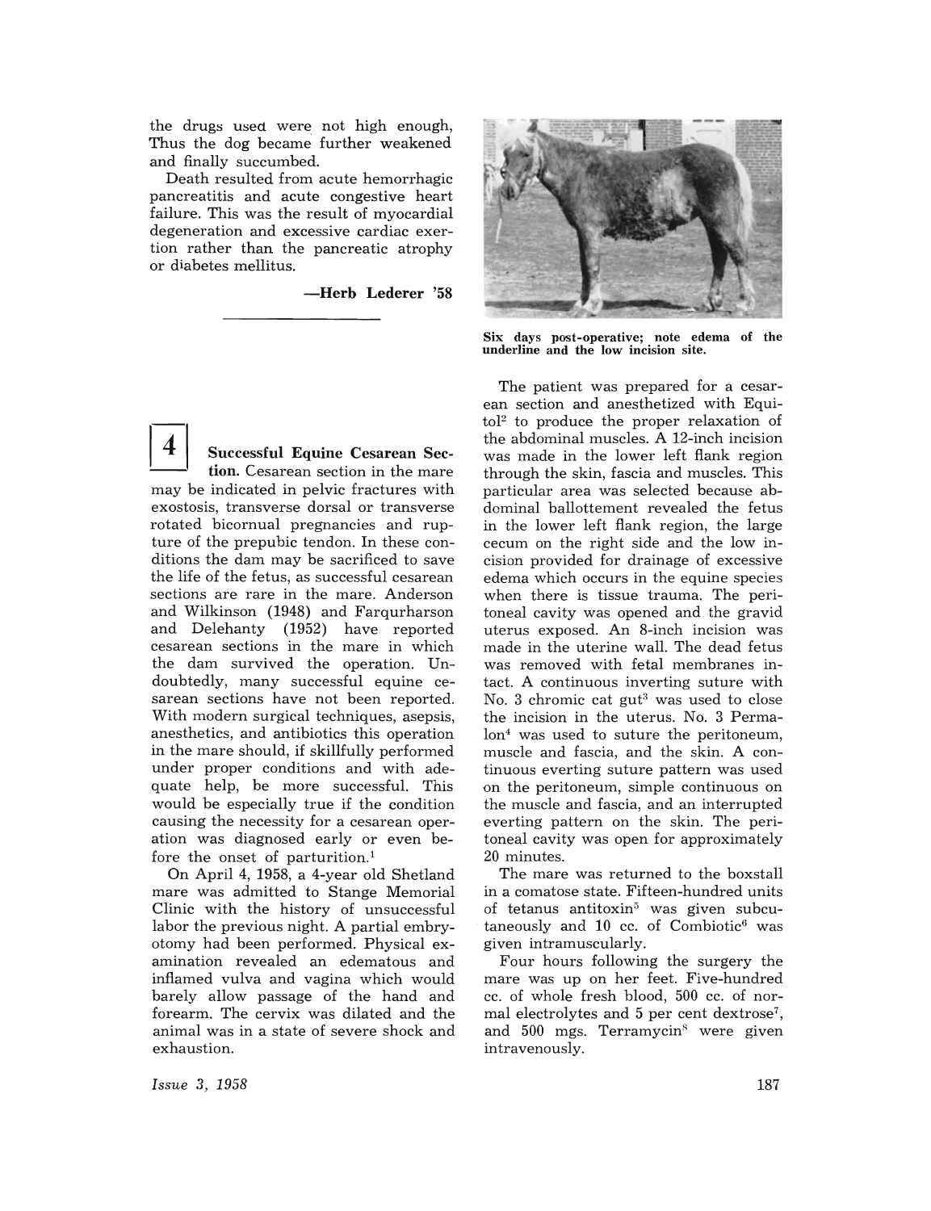the drugs used were not high enough, Thus the dog became further weakened and finally succumbed.

Death resulted from acute hemorrhagic pancreatitis and acute congestive heart failure. This was the result of myocardial degeneration and excessive cardiac exertion rather than the pancreatic atrophy or diabetes mellitus.

—**Herb Lederer '58**

---

**4** **Successful Equine Cesarean Section.** Cesarean section in the mare may be indicated in pelvic fractures with exostosis, transverse dorsal or transverse rotated bicornual pregnancies and rupture of the prepubic tendon. In these conditions the dam may be sacrificed to save the life of the fetus, as successful cesarean sections are rare in the mare. Anderson and Wilkinson (1948) and Farqurharson and Delehanty (1952) have reported cesarean sections in the mare in which the dam survived the operation. Undoubtedly, many successful equine cesarean sections have not been reported. With modern surgical techniques, asepsis, anesthetics, and antibiotics this operation in the mare should, if skillfully performed under proper conditions and with adequate help, be more successful. This would be especially true if the condition causing the necessity for a cesarean operation was diagnosed early or even before the onset of parturition.[1]

On April 4, 1958, a 4-year old Shetland mare was admitted to Stange Memorial Clinic with the history of unsuccessful labor the previous night. A partial embryotomy had been performed. Physical examination revealed an edematous and inflamed vulva and vagina which would barely allow passage of the hand and forearm. The cervix was dilated and the animal was in a state of severe shock and exhaustion.

**Six days post-operative; note edema of the underline and the low incision site.**

The patient was prepared for a cesarean section and anesthetized with Equitol[2] to produce the proper relaxation of the abdominal muscles. A 12-inch incision was made in the lower left flank region through the skin, fascia and muscles. This particular area was selected because abdominal ballottement revealed the fetus in the lower left flank region, the large cecum on the right side and the low incision provided for drainage of excessive edema which occurs in the equine species when there is tissue trauma. The peritoneal cavity was opened and the gravid uterus exposed. An 8-inch incision was made in the uterine wall. The dead fetus was removed with fetal membranes intact. A continuous inverting suture with No. 3 chromic cat gut[3] was used to close the incision in the uterus. No. 3 Permalon[4] was used to suture the peritoneum, muscle and fascia, and the skin. A continuous everting suture pattern was used on the peritoneum, simple continuous on the muscle and fascia, and an interrupted everting pattern on the skin. The peritoneal cavity was open for approximately 20 minutes.

The mare was returned to the boxstall in a comatose state. Fifteen-hundred units of tetanus antitoxin[5] was given subcutaneously and 10 cc. of Combiotic[6] was given intramuscularly.

Four hours following the surgery the mare was up on her feet. Five-hundred cc. of whole fresh blood, 500 cc. of normal electrolytes and 5 per cent dextrose[7], and 500 mgs. Terramycin[8] were given intravenously.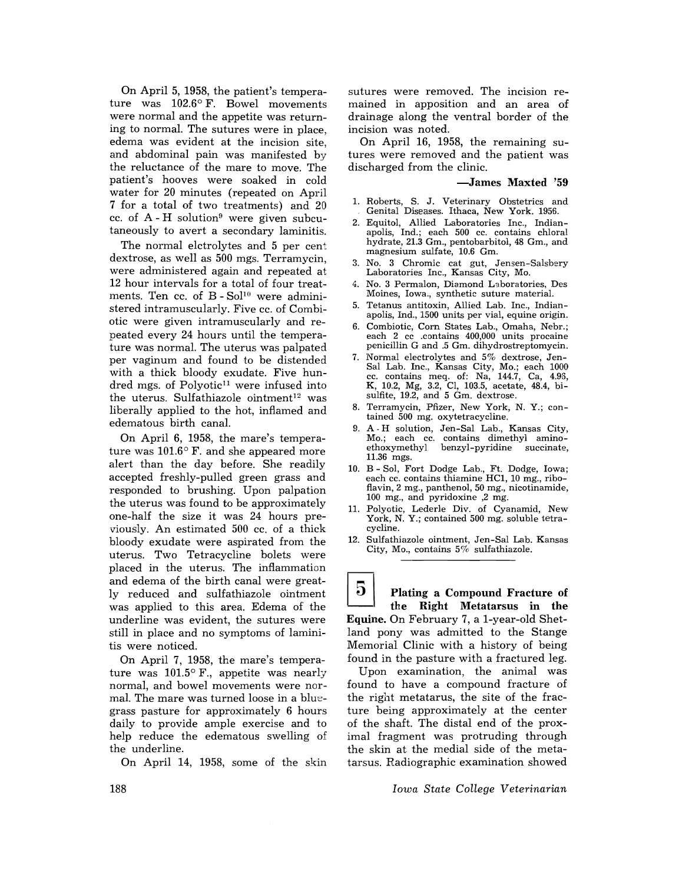On April 5, 1958, the patient's temperature was 102.6° F. Bowel movements were normal and the appetite was returning to normal. The sutures were in place, edema was evident at the incision site, and abdominal pain was manifested by the reluctance of the mare to move. The patient's hooves were soaked in cold water for 20 minutes (repeated on April 7 for a total of two treatments) and 20 cc. of A - H solution[9] were given subcutaneously to avert a secondary laminitis.

The normal elctrolytes and 5 per cent dextrose, as well as 500 mgs. Terramycin, were administered again and repeated at 12 hour intervals for a total of four treatments. Ten cc. of B - Sol[10] were administered intramuscularly. Five cc. of Combiotic were given intramuscularly and repeated every 24 hours until the temperature was normal. The uterus was palpated per vaginum and found to be distended with a thick bloody exudate. Five hundred mgs. of Polyotic[11] were infused into the uterus. Sulfathiazole ointment[12] was liberally applied to the hot, inflamed and edematous birth canal.

On April 6, 1958, the mare's temperature was 101.6° F. and she appeared more alert than the day before. She readily accepted freshly-pulled green grass and responded to brushing. Upon palpation the uterus was found to be approximately one-half the size it was 24 hours previously. An estimated 500 cc. of a thick bloody exudate were aspirated from the uterus. Two Tetracycline bolets were placed in the uterus. The inflammation and edema of the birth canal were greatly reduced and sulfathiazole ointment was applied to this area. Edema of the underline was evident, the sutures were still in place and no symptoms of laminitis were noticed.

On April 7, 1958, the mare's temperature was 101.5° F., appetite was nearly normal, and bowel movements were normal. The mare was turned loose in a bluegrass pasture for approximately 6 hours daily to provide ample exercise and to help reduce the edematous swelling of the underline.

On April 14, 1958, some of the skin sutures were removed. The incision remained in apposition and an area of drainage along the ventral border of the incision was noted.

On April 16, 1958, the remaining sutures were removed and the patient was discharged from the clinic.

**—James Maxted '59**

1. Roberts, S. J. Veterinary Obstetrics and Genital Diseases. Ithaca, New York. 1956.
2. Equitol, Allied Laboratories Inc., Indianapolis, Ind.; each 500 cc. contains chloral hydrate, 21.3 Gm., pentobarbitol, 48 Gm., and magnesium sulfate, 10.6 Gm.
3. No. 3 Chromic cat gut, Jensen-Salsbery Laboratories Inc., Kansas City, Mo.
4. No. 3 Permalon, Diamond Laboratories, Des Moines, Iowa., synthetic suture material.
5. Tetanus antitoxin, Allied Lab. Inc., Indianapolis, Ind., 1500 units per vial, equine origin.
6. Combiotic, Corn States Lab., Omaha, Nebr.; each 2 cc .contains 400,000 units procaine penicillin G and .5 Gm. dihydrostreptomycin.
7. Normal electrolytes and 5% dextrose, Jen-Sal Lab. Inc., Kansas City, Mo.; each 1000 cc. contains meq. of: Na, 144.7, Ca, 4.96, K, 10.2, Mg, 3.2, Cl, 103.5, acetate, 48.4, bisulfite, 19.2, and 5 Gm. dextrose.
8. Terramycin, Pfizer, New York, N. Y.; contained 500 mg. oxytetracycline.
9. A - H solution, Jen-Sal Lab., Kansas City, Mo.; each cc. contains dimethyl aminoethoxymethyl benzyl-pyridine succinate, 11.36 mgs.
10. B - Sol, Fort Dodge Lab., Ft. Dodge, Iowa; each cc. contains thiamine HCl, 10 mg., riboflavin, 2 mg., panthenol, 50 mg., nicotinamide, 100 mg., and pyridoxine ,2 mg.
11. Polyotic, Lederle Div. of Cyanamid, New York, N. Y.; contained 500 mg. soluble tetracycline.
12. Sulfathiazole ointment, Jen-Sal Lab. Kansas City, Mo., contains 5% sulfathiazole.

---

**5** **Plating a Compound Fracture of the Right Metatarsus in the Equine.** On February 7, a 1-year-old Shetland pony was admitted to the Stange Memorial Clinic with a history of being found in the pasture with a fractured leg.

Upon examination, the animal was found to have a compound fracture of the right metatarus, the site of the fracture being approximately at the center of the shaft. The distal end of the proximal fragment was protruding through the skin at the medial side of the metatarsus. Radiographic examination showed